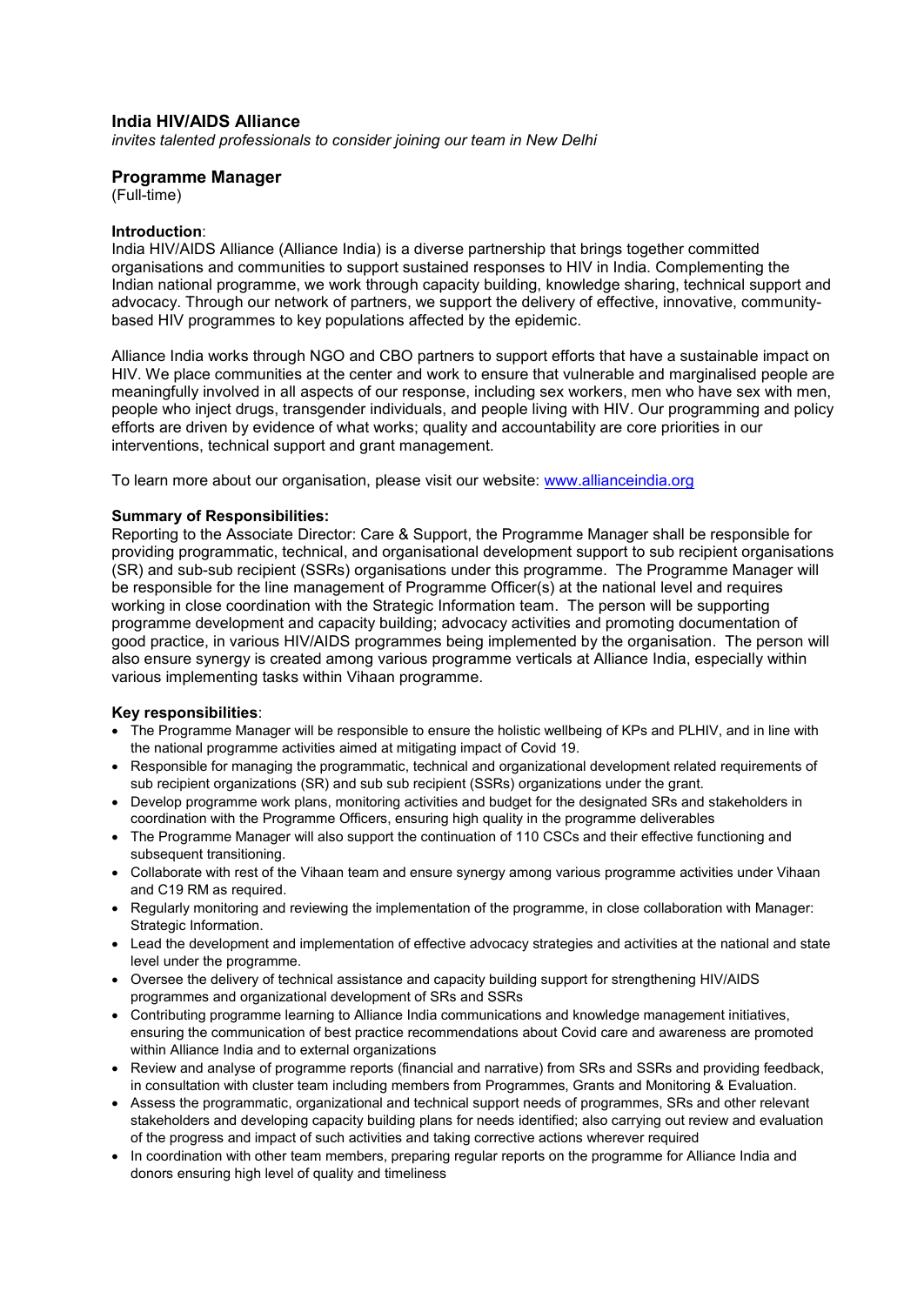## India HIV/AIDS Alliance

*invites talented professionals to consider joining our team in New Delhi*

## Programme Manager

(Full-time)

**Introduction**:

India HIV/AIDS Alliance (Alliance India) is a diverse partnership that brings together committed organisations and communities to support sustained responses to HIV in India. Complementing the Indian national programme, we work through capacity building, knowledge sharing, technical support and advocacy. Through our network of partners, we support the delivery of effective, innovative, community-based HIV programmes to key populations affected by the epidemic.

Alliance India works through NGO and CBO partners to support efforts that have a sustainable impact on HIV. We place communities at the center and work to ensure that vulnerable and marginalised people are meaningfully involved in all aspects of our response, including sex workers, men who have sex with men, people who inject drugs, transgender individuals, and people living with HIV. Our programming and policy efforts are driven by evidence of what works; quality and accountability are core priorities in our interventions, technical support and grant management.

To learn more about our organisation, please visit our website: [www.allianceindia.org](www.allianceindia.org)

**Summary of Responsibilities:**

Reporting to the Associate Director: Care & Support, the Programme Manager shall be responsible for providing programmatic, technical, and organisational development support to sub recipient organisations (SR) and sub-sub recipient (SSRs) organisations under this programme. The Programme Manager will be responsible for the line management of Programme Officer(s) at the national level and requires working in close coordination with the Strategic Information team. The person will be supporting programme development and capacity building; advocacy activities and promoting documentation of good practice, in various HIV/AIDS programmes being implemented by the organisation. The person will also ensure synergy is created among various programme verticals at Alliance India, especially within various implementing tasks within Vihaan programme.

**Key responsibilities**:

- The Programme Manager will be responsible to ensure the holistic wellbeing of KPs and PLHIV, and in line with the national programme activities aimed at mitigating impact of Covid 19.
- Responsible for managing the programmatic, technical and organizational development related requirements of sub recipient organizations (SR) and sub sub recipient (SSRs) organizations under the grant.
- Develop programme work plans, monitoring activities and budget for the designated SRs and stakeholders in coordination with the Programme Officers, ensuring high quality in the programme deliverables
- The Programme Manager will also support the continuation of 110 CSCs and their effective functioning and subsequent transitioning.
- Collaborate with rest of the Vihaan team and ensure synergy among various programme activities under Vihaan and C19 RM as required.
- Regularly monitoring and reviewing the implementation of the programme, in close collaboration with Manager: Strategic Information.
- Lead the development and implementation of effective advocacy strategies and activities at the national and state level under the programme.
- Oversee the delivery of technical assistance and capacity building support for strengthening HIV/AIDS programmes and organizational development of SRs and SSRs
- Contributing programme learning to Alliance India communications and knowledge management initiatives, ensuring the communication of best practice recommendations about Covid care and awareness are promoted within Alliance India and to external organizations
- Review and analyse of programme reports (financial and narrative) from SRs and SSRs and providing feedback, in consultation with cluster team including members from Programmes, Grants and Monitoring & Evaluation.
- Assess the programmatic, organizational and technical support needs of programmes, SRs and other relevant stakeholders and developing capacity building plans for needs identified; also carrying out review and evaluation of the progress and impact of such activities and taking corrective actions wherever required
- In coordination with other team members, preparing regular reports on the programme for Alliance India and donors ensuring high level of quality and timeliness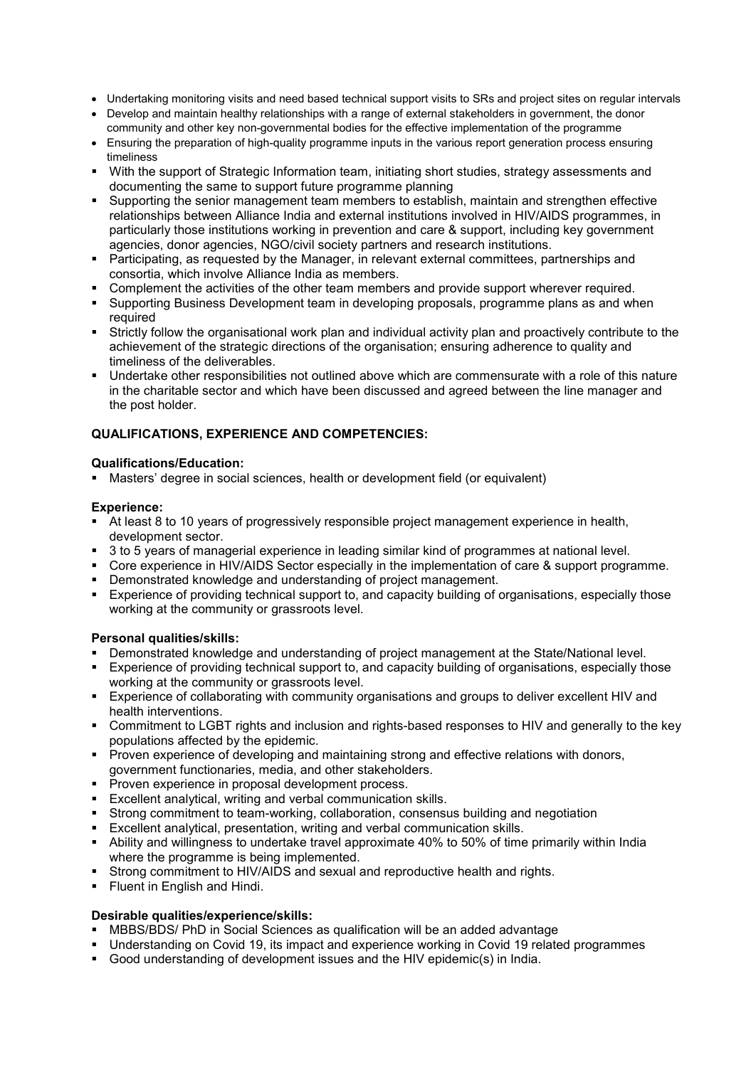- Undertaking monitoring visits and need based technical support visits to SRs and project sites on regular intervals
- Develop and maintain healthy relationships with a range of external stakeholders in government, the donor community and other key non-governmental bodies for the effective implementation of the programme
- Ensuring the preparation of high-quality programme inputs in the various report generation process ensuring timeliness
- With the support of Strategic Information team, initiating short studies, strategy assessments and documenting the same to support future programme planning
- Supporting the senior management team members to establish, maintain and strengthen effective relationships between Alliance India and external institutions involved in HIV/AIDS programmes, in particularly those institutions working in prevention and care & support, including key government agencies, donor agencies, NGO/civil society partners and research institutions.
- Participating, as requested by the Manager, in relevant external committees, partnerships and consortia, which involve Alliance India as members.
- Complement the activities of the other team members and provide support wherever required.
- Supporting Business Development team in developing proposals, programme plans as and when required
- Strictly follow the organisational work plan and individual activity plan and proactively contribute to the achievement of the strategic directions of the organisation; ensuring adherence to quality and timeliness of the deliverables.
- Undertake other responsibilities not outlined above which are commensurate with a role of this nature in the charitable sector and which have been discussed and agreed between the line manager and the post holder.

## QUALIFICATIONS, EXPERIENCE AND COMPETENCIES:

### Qualifications/Education:

- Masters' degree in social sciences, health or development field (or equivalent)

### Experience:

- At least 8 to 10 years of progressively responsible project management experience in health, development sector.
- 3 to 5 years of managerial experience in leading similar kind of programmes at national level.
- Core experience in HIV/AIDS Sector especially in the implementation of care & support programme.
- Demonstrated knowledge and understanding of project management.
- Experience of providing technical support to, and capacity building of organisations, especially those working at the community or grassroots level.

### Personal qualities/skills:

- Demonstrated knowledge and understanding of project management at the State/National level.
- Experience of providing technical support to, and capacity building of organisations, especially those working at the community or grassroots level.
- Experience of collaborating with community organisations and groups to deliver excellent HIV and health interventions.
- Commitment to LGBT rights and inclusion and rights-based responses to HIV and generally to the key populations affected by the epidemic.
- Proven experience of developing and maintaining strong and effective relations with donors, government functionaries, media, and other stakeholders.
- Proven experience in proposal development process.
- Excellent analytical, writing and verbal communication skills.
- Strong commitment to team-working, collaboration, consensus building and negotiation
- Excellent analytical, presentation, writing and verbal communication skills.
- Ability and willingness to undertake travel approximate 40% to 50% of time primarily within India where the programme is being implemented.
- Strong commitment to HIV/AIDS and sexual and reproductive health and rights.
- Fluent in English and Hindi.

### Desirable qualities/experience/skills:

- MBBS/BDS/ PhD in Social Sciences as qualification will be an added advantage
- Understanding on Covid 19, its impact and experience working in Covid 19 related programmes
- Good understanding of development issues and the HIV epidemic(s) in India.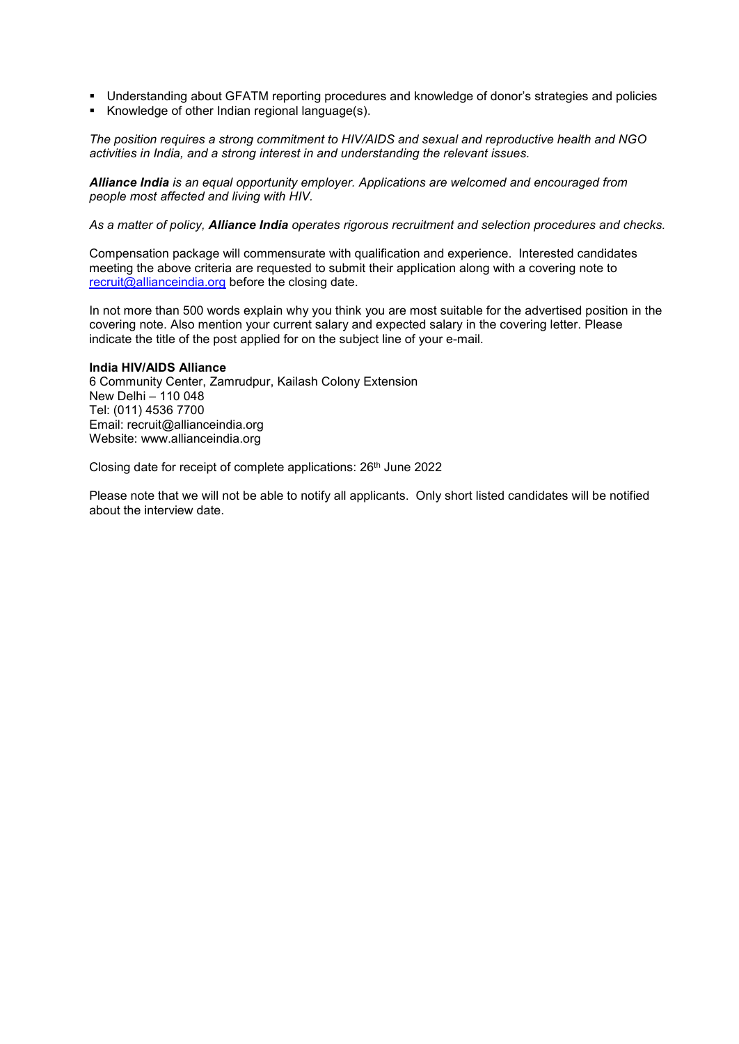- Understanding about GFATM reporting procedures and knowledge of donor's strategies and policies
- Knowledge of other Indian regional language(s).

*The position requires a strong commitment to HIV/AIDS and sexual and reproductive health and NGO activities in India, and a strong interest in and understanding the relevant issues.*

***Alliance India** is an equal opportunity employer. Applications are welcomed and encouraged from people most affected and living with HIV.*

*As a matter of policy, **Alliance India** operates rigorous recruitment and selection procedures and checks.*

Compensation package will commensurate with qualification and experience. Interested candidates meeting the above criteria are requested to submit their application along with a covering note to recruit@allianceindia.org before the closing date.

In not more than 500 words explain why you think you are most suitable for the advertised position in the covering note. Also mention your current salary and expected salary in the covering letter. Please indicate the title of the post applied for on the subject line of your e-mail.

**India HIV/AIDS Alliance**
6 Community Center, Zamrudpur, Kailash Colony Extension
New Delhi – 110 048
Tel: (011) 4536 7700
Email: recruit@allianceindia.org
Website: www.allianceindia.org

Closing date for receipt of complete applications: 26th June 2022

Please note that we will not be able to notify all applicants. Only short listed candidates will be notified about the interview date.